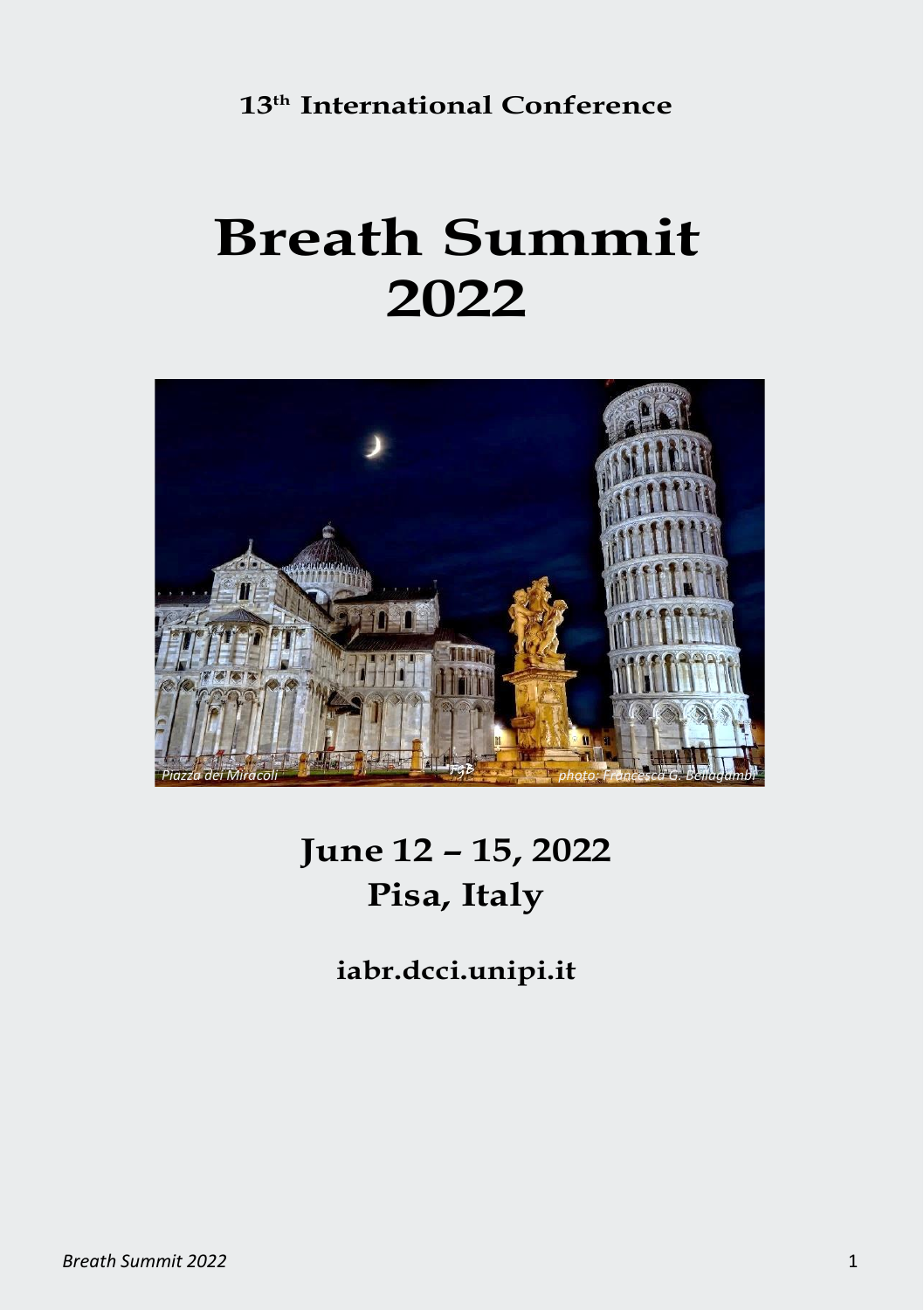**13th International Conference**

# Breath Summit 2022

*Piazza dei Miracoli* *photo: Francesca G. Bellagambi*

## June 12 – 15, 2022
## Pisa, Italy

**iabr.dcci.unipi.it**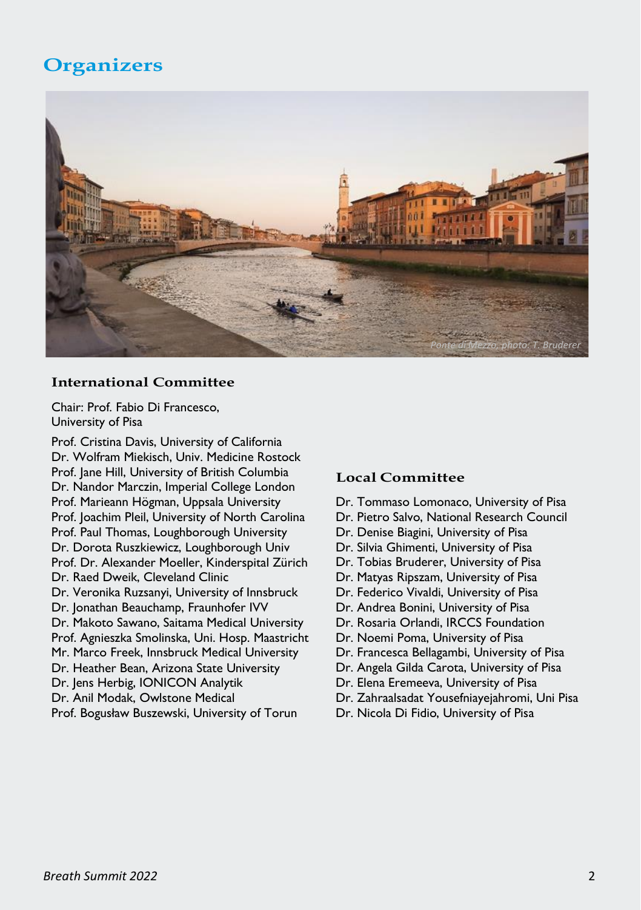# Organizers

Ponte di Mezzo, photo: T. Bruderer

### International Committee

Chair: Prof. Fabio Di Francesco,
University of Pisa

Prof. Cristina Davis, University of California
Dr. Wolfram Miekisch, Univ. Medicine Rostock
Prof. Jane Hill, University of British Columbia
Dr. Nandor Marczin, Imperial College London
Prof. Marieann Högman, Uppsala University
Prof. Joachim Pleil, University of North Carolina
Prof. Paul Thomas, Loughborough University
Dr. Dorota Ruszkiewicz, Loughborough Univ
Prof. Dr. Alexander Moeller, Kinderspital Zürich
Dr. Raed Dweik, Cleveland Clinic
Dr. Veronika Ruzsanyi, University of Innsbruck
Dr. Jonathan Beauchamp, Fraunhofer IVV
Dr. Makoto Sawano, Saitama Medical University
Prof. Agnieszka Smolinska, Uni. Hosp. Maastricht
Mr. Marco Freek, Innsbruck Medical University
Dr. Heather Bean, Arizona State University
Dr. Jens Herbig, IONICON Analytik
Dr. Anil Modak, Owlstone Medical
Prof. Bogusław Buszewski, University of Torun

### Local Committee

Dr. Tommaso Lomonaco, University of Pisa
Dr. Pietro Salvo, National Research Council
Dr. Denise Biagini, University of Pisa
Dr. Silvia Ghimenti, University of Pisa
Dr. Tobias Bruderer, University of Pisa
Dr. Matyas Ripszam, University of Pisa
Dr. Federico Vivaldi, University of Pisa
Dr. Andrea Bonini, University of Pisa
Dr. Rosaria Orlandi, IRCCS Foundation
Dr. Noemi Poma, University of Pisa
Dr. Francesca Bellagambi, University of Pisa
Dr. Angela Gilda Carota, University of Pisa
Dr. Elena Eremeeva, University of Pisa
Dr. Zahraalsadat Yousefniayejahromi, Uni Pisa
Dr. Nicola Di Fidio, University of Pisa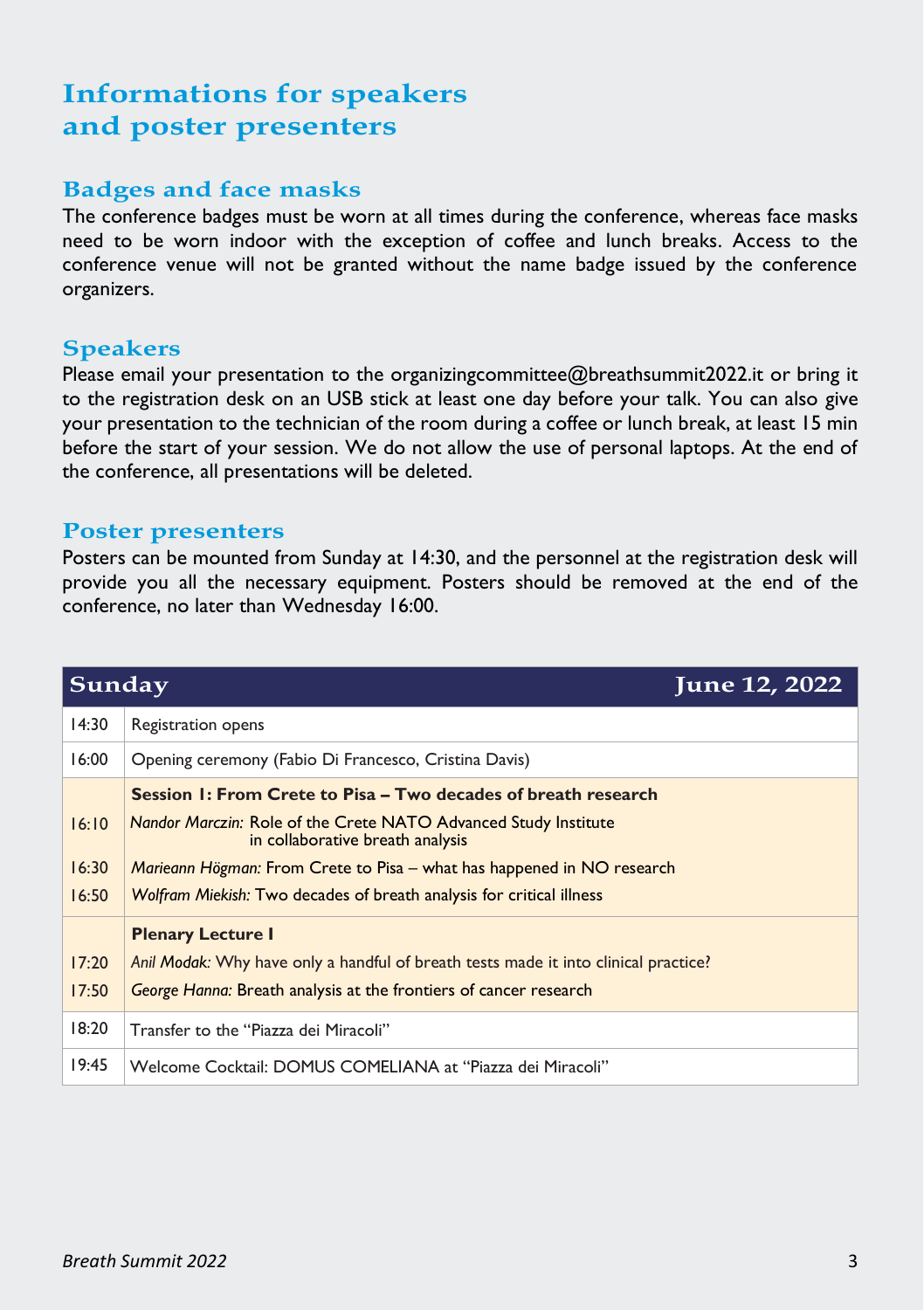# Informations for speakers and poster presenters

## Badges and face masks

The conference badges must be worn at all times during the conference, whereas face masks need to be worn indoor with the exception of coffee and lunch breaks. Access to the conference venue will not be granted without the name badge issued by the conference organizers.

## Speakers

Please email your presentation to the organizingcommittee@breathsummit2022.it or bring it to the registration desk on an USB stick at least one day before your talk. You can also give your presentation to the technician of the room during a coffee or lunch break, at least 15 min before the start of your session. We do not allow the use of personal laptops. At the end of the conference, all presentations will be deleted.

## Poster presenters

Posters can be mounted from Sunday at 14:30, and the personnel at the registration desk will provide you all the necessary equipment. Posters should be removed at the end of the conference, no later than Wednesday 16:00.

| **Sunday** | **June 12, 2022** |
|---|---|
| 14:30 | Registration opens |
| 16:00 | Opening ceremony (Fabio Di Francesco, Cristina Davis) |
| | **Session 1: From Crete to Pisa – Two decades of breath research** |
| 16:10 | *Nandor Marczin:* Role of the Crete NATO Advanced Study Institute in collaborative breath analysis |
| 16:30 | *Marieann Högman:* From Crete to Pisa – what has happened in NO research |
| 16:50 | *Wolfram Miekish:* Two decades of breath analysis for critical illness |
| | **Plenary Lecture I** |
| 17:20 | *Anil Modak:* Why have only a handful of breath tests made it into clinical practice? |
| 17:50 | *George Hanna:* Breath analysis at the frontiers of cancer research |
| 18:20 | Transfer to the "Piazza dei Miracoli" |
| 19:45 | Welcome Cocktail: DOMUS COMELIANA at "Piazza dei Miracoli" |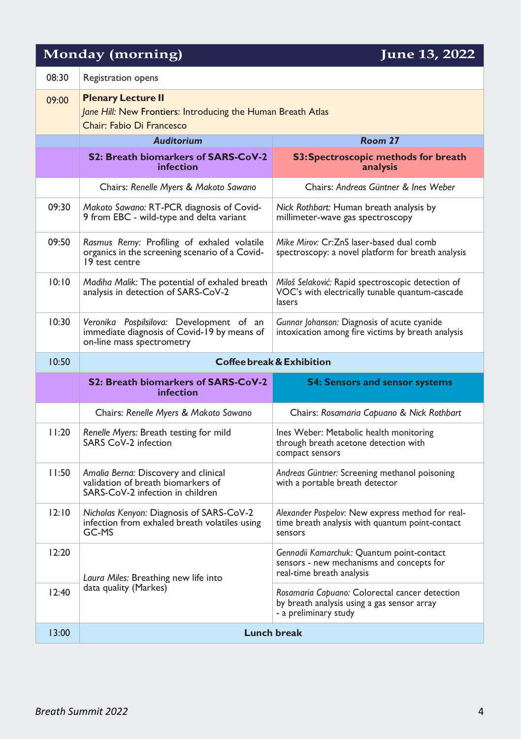## Monday (morning) — June 13, 2022

| Time | Auditorium | Room 27 |
|---|---|---|
| 08:30 | Registration opens | |
| 09:00 | **Plenary Lecture II**<br>*Jane Hill:* New Frontiers: Introducing the Human Breath Atlas<br>Chair: Fabio Di Francesco | |
| | **S2: Breath biomarkers of SARS-CoV-2 infection** | **S3: Spectroscopic methods for breath analysis** |
| | Chairs: *Renelle Myers & Makoto Sawano* | Chairs: *Andreas Güntner & Ines Weber* |
| 09:30 | *Makoto Sawano:* RT-PCR diagnosis of Covid-9 from EBC - wild-type and delta variant | *Nick Rothbart:* Human breath analysis by millimeter-wave gas spectroscopy |
| 09:50 | *Rasmus Remy:* Profiling of exhaled volatile organics in the screening scenario of a Covid-19 test centre | *Mike Mirov:* Cr:ZnS laser-based dual comb spectroscopy: a novel platform for breath analysis |
| 10:10 | *Madiha Malik:* The potential of exhaled breath analysis in detection of SARS-CoV-2 | *Miloš Selaković:* Rapid spectroscopic detection of VOC's with electrically tunable quantum-cascade lasers |
| 10:30 | *Veronika Pospilsilova:* Development of an immediate diagnosis of Covid-19 by means of on-line mass spectrometry | *Gunnar Johanson:* Diagnosis of acute cyanide intoxication among fire victims by breath analysis |
| 10:50 | **Coffee break & Exhibition** | |
| | **S2: Breath biomarkers of SARS-CoV-2 infection** | **S4: Sensors and sensor systems** |
| | Chairs: *Renelle Myers & Makoto Sawano* | Chairs: *Rosamaria Capuano & Nick Rothbart* |
| 11:20 | *Renelle Myers:* Breath testing for mild SARS CoV-2 infection | Ines Weber: Metabolic health monitoring through breath acetone detection with compact sensors |
| 11:50 | *Amalia Berna:* Discovery and clinical validation of breath biomarkers of SARS-CoV-2 infection in children | *Andreas Güntner:* Screening methanol poisoning with a portable breath detector |
| 12:10 | *Nicholas Kenyon:* Diagnosis of SARS-CoV-2 infection from exhaled breath volatiles using GC-MS | *Alexander Pospelov:* New express method for real-time breath analysis with quantum point-contact sensors |
| 12:20 | *Laura Miles:* Breathing new life into data quality (Markes) | *Gennadii Kamarchuk:* Quantum point-contact sensors - new mechanisms and concepts for real-time breath analysis |
| 12:40 | | *Rosamaria Capuano:* Colorectal cancer detection by breath analysis using a gas sensor array - a preliminary study |
| 13:00 | **Lunch break** | |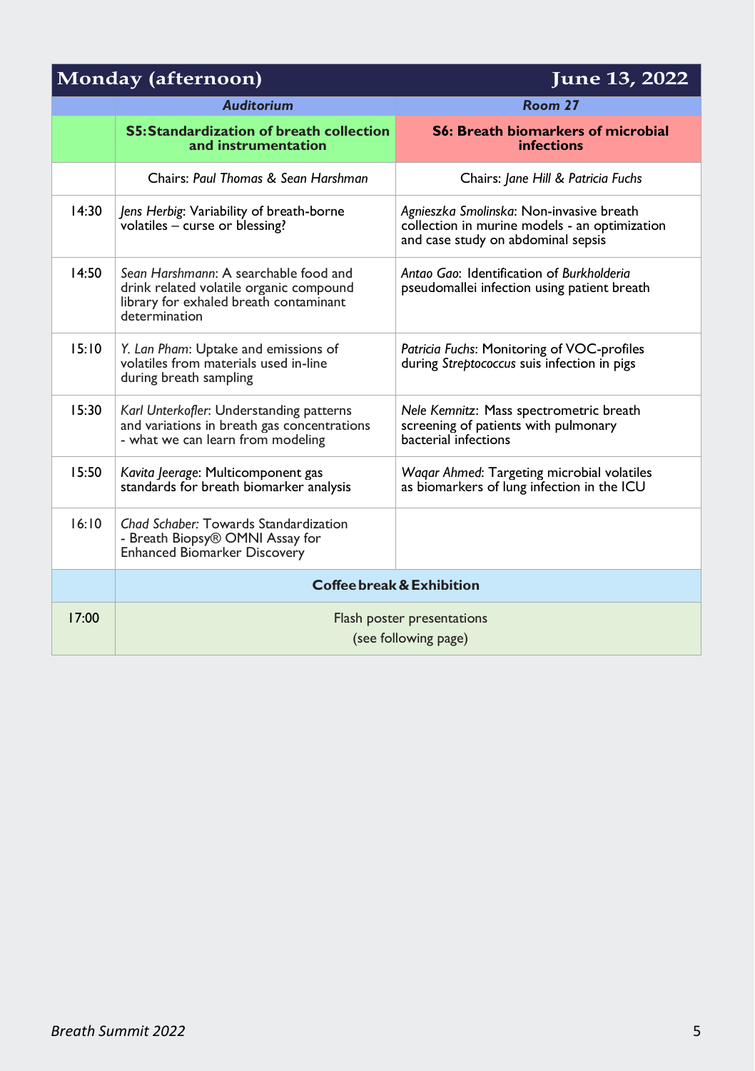| Monday (afternoon) | | June 13, 2022 |
|---|---|---|
| | *Auditorium* | *Room 27* |
| | **S5: Standardization of breath collection and instrumentation** | **S6: Breath biomarkers of microbial infections** |
| | Chairs: *Paul Thomas & Sean Harshman* | Chairs: *Jane Hill & Patricia Fuchs* |
| 14:30 | *Jens Herbig*: Variability of breath-borne volatiles – curse or blessing? | *Agnieszka Smolinska*: Non-invasive breath collection in murine models - an optimization and case study on abdominal sepsis |
| 14:50 | *Sean Harshmann*: A searchable food and drink related volatile organic compound library for exhaled breath contaminant determination | *Antao Gao*: Identification of *Burkholderia* pseudomallei infection using patient breath |
| 15:10 | *Y. Lan Pham*: Uptake and emissions of volatiles from materials used in-line during breath sampling | *Patricia Fuchs*: Monitoring of VOC-profiles during *Streptococcus* suis infection in pigs |
| 15:30 | *Karl Unterkofler*: Understanding patterns and variations in breath gas concentrations - what we can learn from modeling | *Nele Kemnitz*: Mass spectrometric breath screening of patients with pulmonary bacterial infections |
| 15:50 | *Kavita Jeerage*: Multicomponent gas standards for breath biomarker analysis | *Waqar Ahmed*: Targeting microbial volatiles as biomarkers of lung infection in the ICU |
| 16:10 | *Chad Schaber:* Towards Standardization - Breath Biopsy® OMNI Assay for Enhanced Biomarker Discovery | |
| | **Coffee break & Exhibition** | |
| 17:00 | Flash poster presentations (see following page) | |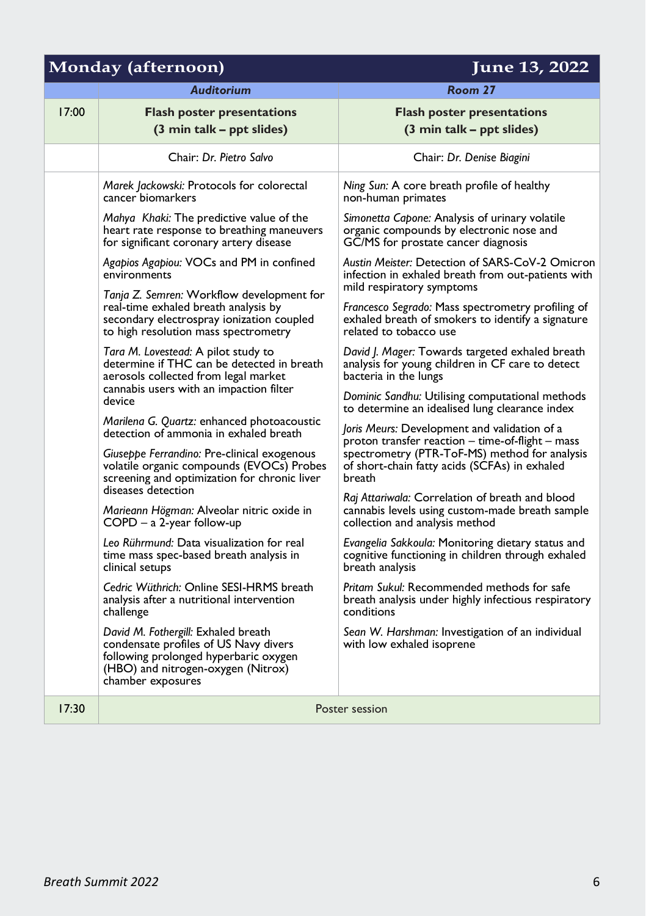| Monday (afternoon) | | June 13, 2022 |
|---|---|---|
| | ***Auditorium*** | ***Room 27*** |
| 17:00 | **Flash poster presentations (3 min talk – ppt slides)** | **Flash poster presentations (3 min talk – ppt slides)** |
| | Chair: *Dr. Pietro Salvo* | Chair: *Dr. Denise Biagini* |
| | *Marek Jackowski:* Protocols for colorectal cancer biomarkers<br><br>*Mahya Khaki:* The predictive value of the heart rate response to breathing maneuvers for significant coronary artery disease<br><br>*Agapios Agapiou:* VOCs and PM in confined environments<br><br>*Tanja Z. Semren:* Workflow development for real-time exhaled breath analysis by secondary electrospray ionization coupled to high resolution mass spectrometry<br><br>*Tara M. Lovestead:* A pilot study to determine if THC can be detected in breath aerosols collected from legal market cannabis users with an impaction filter device<br><br>*Marilena G. Quartz:* enhanced photoacoustic detection of ammonia in exhaled breath<br><br>*Giuseppe Ferrandino:* Pre-clinical exogenous volatile organic compounds (EVOCs) Probes screening and optimization for chronic liver diseases detection<br><br>*Marieann Högman:* Alveolar nitric oxide in COPD – a 2-year follow-up<br><br>*Leo Rührmund:* Data visualization for real time mass spec-based breath analysis in clinical setups<br><br>*Cedric Wüthrich:* Online SESI-HRMS breath analysis after a nutritional intervention challenge<br><br>*David M. Fothergill:* Exhaled breath condensate profiles of US Navy divers following prolonged hyperbaric oxygen (HBO) and nitrogen-oxygen (Nitrox) chamber exposures | *Ning Sun:* A core breath profile of healthy non-human primates<br><br>*Simonetta Capone:* Analysis of urinary volatile organic compounds by electronic nose and GC/MS for prostate cancer diagnosis<br><br>*Austin Meister:* Detection of SARS-CoV-2 Omicron infection in exhaled breath from out-patients with mild respiratory symptoms<br><br>*Francesco Segrado:* Mass spectrometry profiling of exhaled breath of smokers to identify a signature related to tobacco use<br><br>*David J. Mager:* Towards targeted exhaled breath analysis for young children in CF care to detect bacteria in the lungs<br><br>*Dominic Sandhu:* Utilising computational methods to determine an idealised lung clearance index<br><br>*Joris Meurs:* Development and validation of a proton transfer reaction – time-of-flight – mass spectrometry (PTR-ToF-MS) method for analysis of short-chain fatty acids (SCFAs) in exhaled breath<br><br>*Raj Attariwala:* Correlation of breath and blood cannabis levels using custom-made breath sample collection and analysis method<br><br>*Evangelia Sakkoula:* Monitoring dietary status and cognitive functioning in children through exhaled breath analysis<br><br>*Pritam Sukul:* Recommended methods for safe breath analysis under highly infectious respiratory conditions<br><br>*Sean W. Harshman:* Investigation of an individual with low exhaled isoprene |
| 17:30 | Poster session | |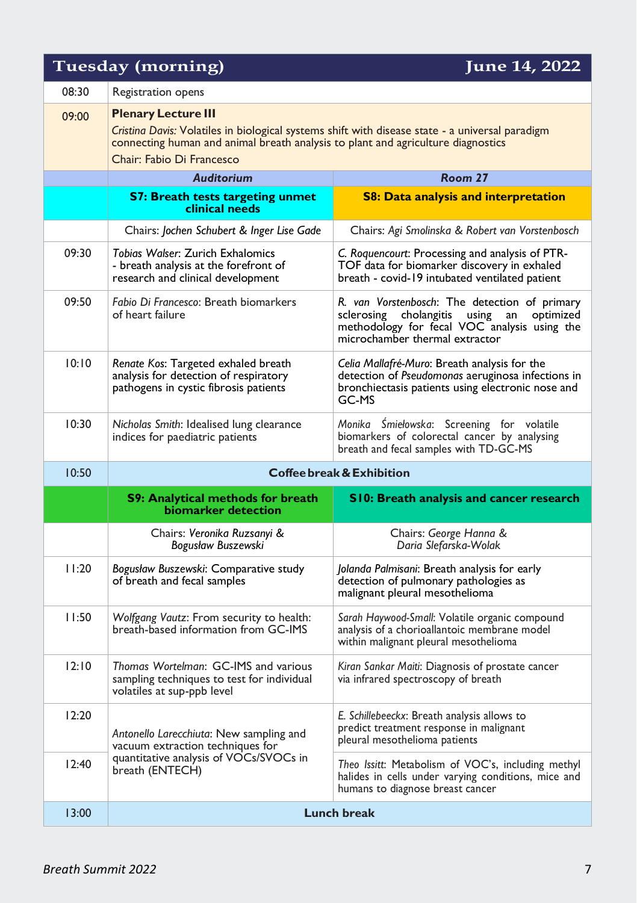## Tuesday (morning) — June 14, 2022

| Time | Auditorium | Room 27 |
|---|---|---|
| 08:30 | Registration opens | |
| 09:00 | **Plenary Lecture III**<br>*Cristina Davis:* Volatiles in biological systems shift with disease state - a universal paradigm connecting human and animal breath analysis to plant and agriculture diagnostics<br>Chair: Fabio Di Francesco | |
| | **S7: Breath tests targeting unmet clinical needs** | **S8: Data analysis and interpretation** |
| | Chairs: *Jochen Schubert & Inger Lise Gade* | Chairs: *Agi Smolinska & Robert van Vorstenbosch* |
| 09:30 | *Tobias Walser*: Zurich Exhalomics - breath analysis at the forefront of research and clinical development | *C. Roquencourt*: Processing and analysis of PTR-TOF data for biomarker discovery in exhaled breath - covid-19 intubated ventilated patient |
| 09:50 | *Fabio Di Francesco*: Breath biomarkers of heart failure | *R. van Vorstenbosch*: The detection of primary sclerosing cholangitis using an optimized methodology for fecal VOC analysis using the microchamber thermal extractor |
| 10:10 | *Renate Kos*: Targeted exhaled breath analysis for detection of respiratory pathogens in cystic fibrosis patients | *Celia Mallafré-Muro*: Breath analysis for the detection of *Pseudomonas* aeruginosa infections in bronchiectasis patients using electronic nose and GC-MS |
| 10:30 | *Nicholas Smith*: Idealised lung clearance indices for paediatric patients | *Monika Śmiełowska*: Screening for volatile biomarkers of colorectal cancer by analysing breath and fecal samples with TD-GC-MS |
| 10:50 | **Coffee break & Exhibition** | |
| | **S9: Analytical methods for breath biomarker detection** | **S10: Breath analysis and cancer research** |
| | Chairs: *Veronika Ruzsanyi & Bogusław Buszewski* | Chairs: *George Hanna & Daria Slefarska-Wolak* |
| 11:20 | *Bogusław Buszewski*: Comparative study of breath and fecal samples | *Jolanda Palmisani*: Breath analysis for early detection of pulmonary pathologies as malignant pleural mesothelioma |
| 11:50 | *Wolfgang Vautz*: From security to health: breath-based information from GC-IMS | *Sarah Haywood-Small*: Volatile organic compound analysis of a chorioallantoic membrane model within malignant pleural mesothelioma |
| 12:10 | *Thomas Wortelman*: GC-IMS and various sampling techniques to test for individual volatiles at sup-ppb level | *Kiran Sankar Maiti*: Diagnosis of prostate cancer via infrared spectroscopy of breath |
| 12:20 | *Antonello Larecchiuta*: New sampling and vacuum extraction techniques for quantitative analysis of VOCs/SVOCs in breath (ENTECH) | *E. Schillebeeckx*: Breath analysis allows to predict treatment response in malignant pleural mesothelioma patients |
| 12:40 | | *Theo Issitt*: Metabolism of VOC's, including methyl halides in cells under varying conditions, mice and humans to diagnose breast cancer |
| 13:00 | **Lunch break** | |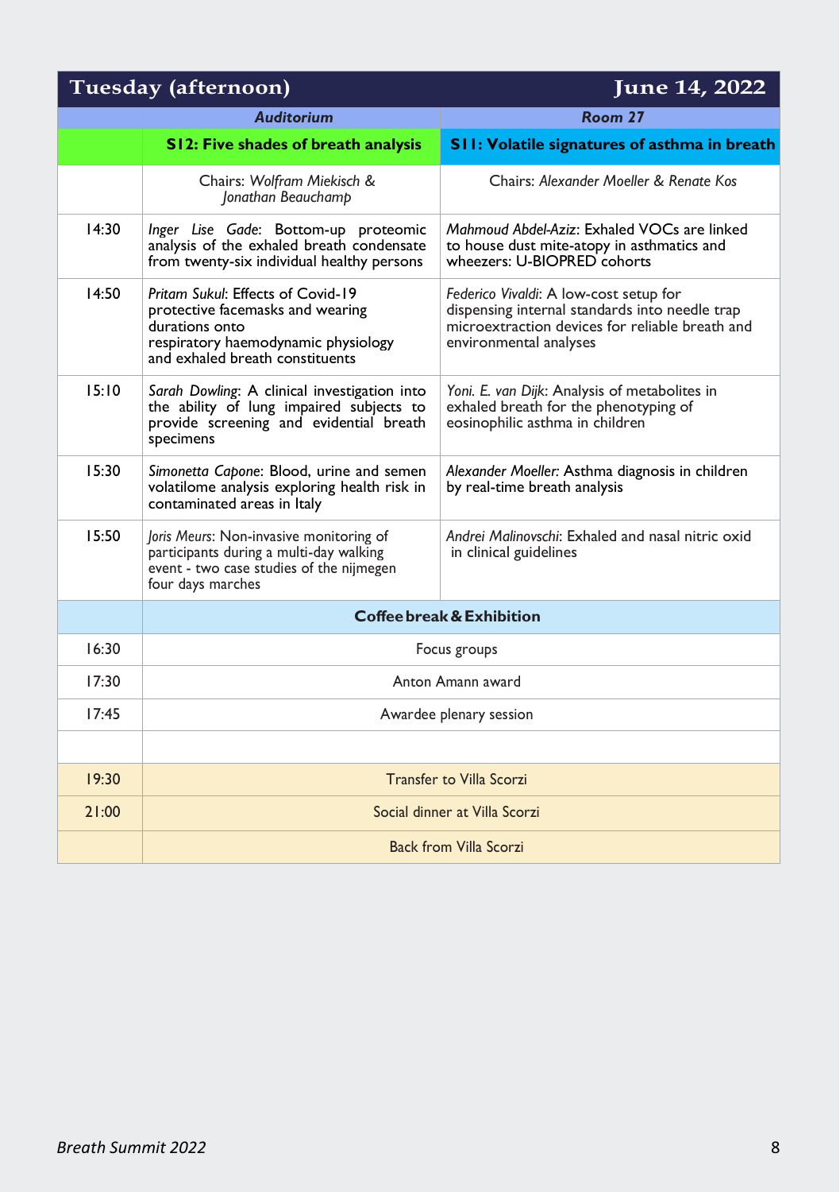| Tuesday (afternoon) | | June 14, 2022 |
|---|---|---|
| | ***Auditorium*** | ***Room 27*** |
| | **S12: Five shades of breath analysis** | **S11: Volatile signatures of asthma in breath** |
| | Chairs: *Wolfram Miekisch & Jonathan Beauchamp* | Chairs: *Alexander Moeller & Renate Kos* |
| 14:30 | *Inger Lise Gade*: Bottom-up proteomic analysis of the exhaled breath condensate from twenty-six individual healthy persons | *Mahmoud Abdel-Aziz*: Exhaled VOCs are linked to house dust mite-atopy in asthmatics and wheezers: U-BIOPRED cohorts |
| 14:50 | *Pritam Sukul*: Effects of Covid-19 protective facemasks and wearing durations onto respiratory haemodynamic physiology and exhaled breath constituents | *Federico Vivaldi*: A low-cost setup for dispensing internal standards into needle trap microextraction devices for reliable breath and environmental analyses |
| 15:10 | *Sarah Dowling*: A clinical investigation into the ability of lung impaired subjects to provide screening and evidential breath specimens | *Yoni. E. van Dijk*: Analysis of metabolites in exhaled breath for the phenotyping of eosinophilic asthma in children |
| 15:30 | *Simonetta Capone*: Blood, urine and semen volatilome analysis exploring health risk in contaminated areas in Italy | *Alexander Moeller:* Asthma diagnosis in children by real-time breath analysis |
| 15:50 | *Joris Meurs*: Non-invasive monitoring of participants during a multi-day walking event - two case studies of the nijmegen four days marches | *Andrei Malinovschi*: Exhaled and nasal nitric oxid in clinical guidelines |
| | **Coffee break & Exhibition** | |
| 16:30 | Focus groups | |
| 17:30 | Anton Amann award | |
| 17:45 | Awardee plenary session | |
| | | |
| 19:30 | Transfer to Villa Scorzi | |
| 21:00 | Social dinner at Villa Scorzi | |
| | Back from Villa Scorzi | |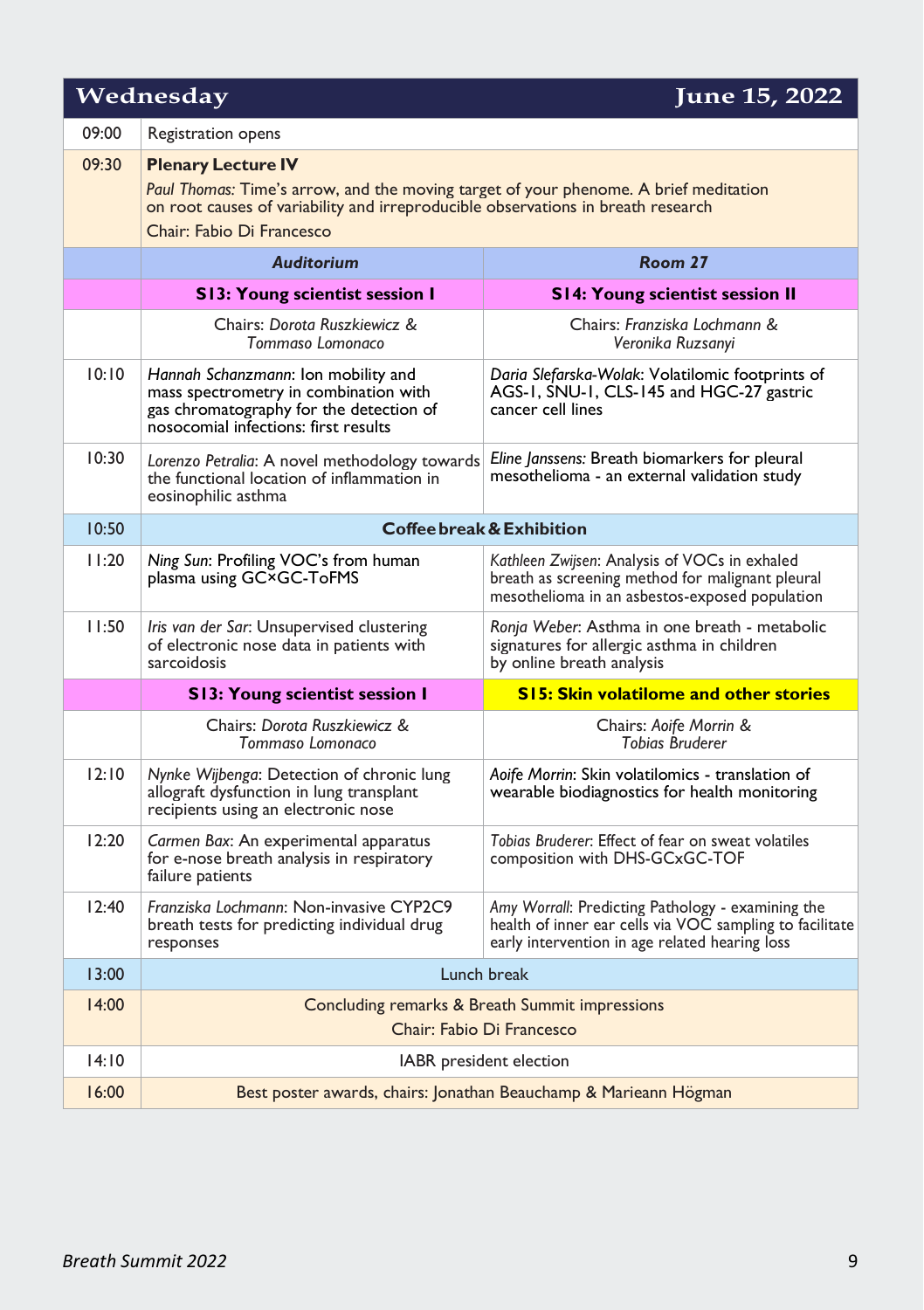| **Wednesday** | | **June 15, 2022** |
|---|---|---|
| 09:00 | Registration opens | |
| 09:30 | **Plenary Lecture IV**<br>*Paul Thomas:* Time's arrow, and the moving target of your phenome. A brief meditation on root causes of variability and irreproducible observations in breath research<br>Chair: Fabio Di Francesco | |
| | ***Auditorium*** | ***Room 27*** |
| | **S13: Young scientist session I** | **S14: Young scientist session II** |
| | Chairs: *Dorota Ruszkiewicz & Tommaso Lomonaco* | Chairs: *Franziska Lochmann & Veronika Ruzsanyi* |
| 10:10 | *Hannah Schanzmann*: Ion mobility and mass spectrometry in combination with gas chromatography for the detection of nosocomial infections: first results | *Daria Slefarska-Wolak*: Volatilomic footprints of AGS-1, SNU-1, CLS-145 and HGC-27 gastric cancer cell lines |
| 10:30 | *Lorenzo Petralia*: A novel methodology towards the functional location of inflammation in eosinophilic asthma | *Eline Janssens:* Breath biomarkers for pleural mesothelioma - an external validation study |
| 10:50 | **Coffee break & Exhibition** | |
| 11:20 | *Ning Sun*: Profiling VOC's from human plasma using GC×GC-ToFMS | *Kathleen Zwijsen*: Analysis of VOCs in exhaled breath as screening method for malignant pleural mesothelioma in an asbestos-exposed population |
| 11:50 | *Iris van der Sar*: Unsupervised clustering of electronic nose data in patients with sarcoidosis | *Ronja Weber*: Asthma in one breath - metabolic signatures for allergic asthma in children by online breath analysis |
| | **S13: Young scientist session I** | **S15: Skin volatilome and other stories** |
| | Chairs: *Dorota Ruszkiewicz & Tommaso Lomonaco* | Chairs: *Aoife Morrin & Tobias Bruderer* |
| 12:10 | *Nynke Wijbenga*: Detection of chronic lung allograft dysfunction in lung transplant recipients using an electronic nose | *Aoife Morrin*: Skin volatilomics - translation of wearable biodiagnostics for health monitoring |
| 12:20 | *Carmen Bax*: An experimental apparatus for e-nose breath analysis in respiratory failure patients | *Tobias Bruderer*: Effect of fear on sweat volatiles composition with DHS-GCxGC-TOF |
| 12:40 | *Franziska Lochmann*: Non-invasive CYP2C9 breath tests for predicting individual drug responses | *Amy Worrall*: Predicting Pathology - examining the health of inner ear cells via VOC sampling to facilitate early intervention in age related hearing loss |
| 13:00 | Lunch break | |
| 14:00 | Concluding remarks & Breath Summit impressions<br>Chair: Fabio Di Francesco | |
| 14:10 | IABR president election | |
| 16:00 | Best poster awards, chairs: Jonathan Beauchamp & Marieann Högman | |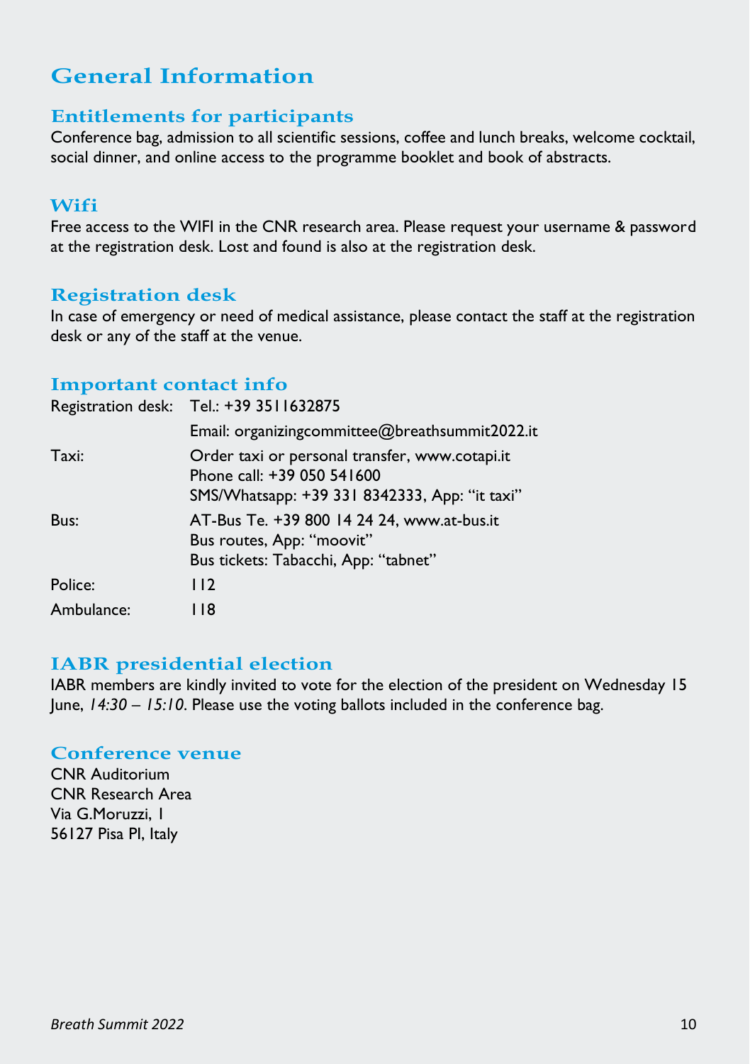# General Information

## Entitlements for participants

Conference bag, admission to all scientific sessions, coffee and lunch breaks, welcome cocktail, social dinner, and online access to the programme booklet and book of abstracts.

## Wifi

Free access to the WIFI in the CNR research area. Please request your username & password at the registration desk. Lost and found is also at the registration desk.

## Registration desk

In case of emergency or need of medical assistance, please contact the staff at the registration desk or any of the staff at the venue.

## Important contact info

| | |
|---|---|
| Registration desk: | Tel.: +39 3511632875<br>Email: organizingcommittee@breathsummit2022.it |
| Taxi: | Order taxi or personal transfer, www.cotapi.it<br>Phone call: +39 050 541600<br>SMS/Whatsapp: +39 331 8342333, App: "it taxi" |
| Bus: | AT-Bus Te. +39 800 14 24 24, www.at-bus.it<br>Bus routes, App: "moovit"<br>Bus tickets: Tabacchi, App: "tabnet" |
| Police: | 112 |
| Ambulance: | 118 |

## IABR presidential election

IABR members are kindly invited to vote for the election of the president on Wednesday 15 June, *14:30 – 15:10*. Please use the voting ballots included in the conference bag.

## Conference venue

CNR Auditorium  
CNR Research Area  
Via G.Moruzzi, 1  
56127 Pisa PI, Italy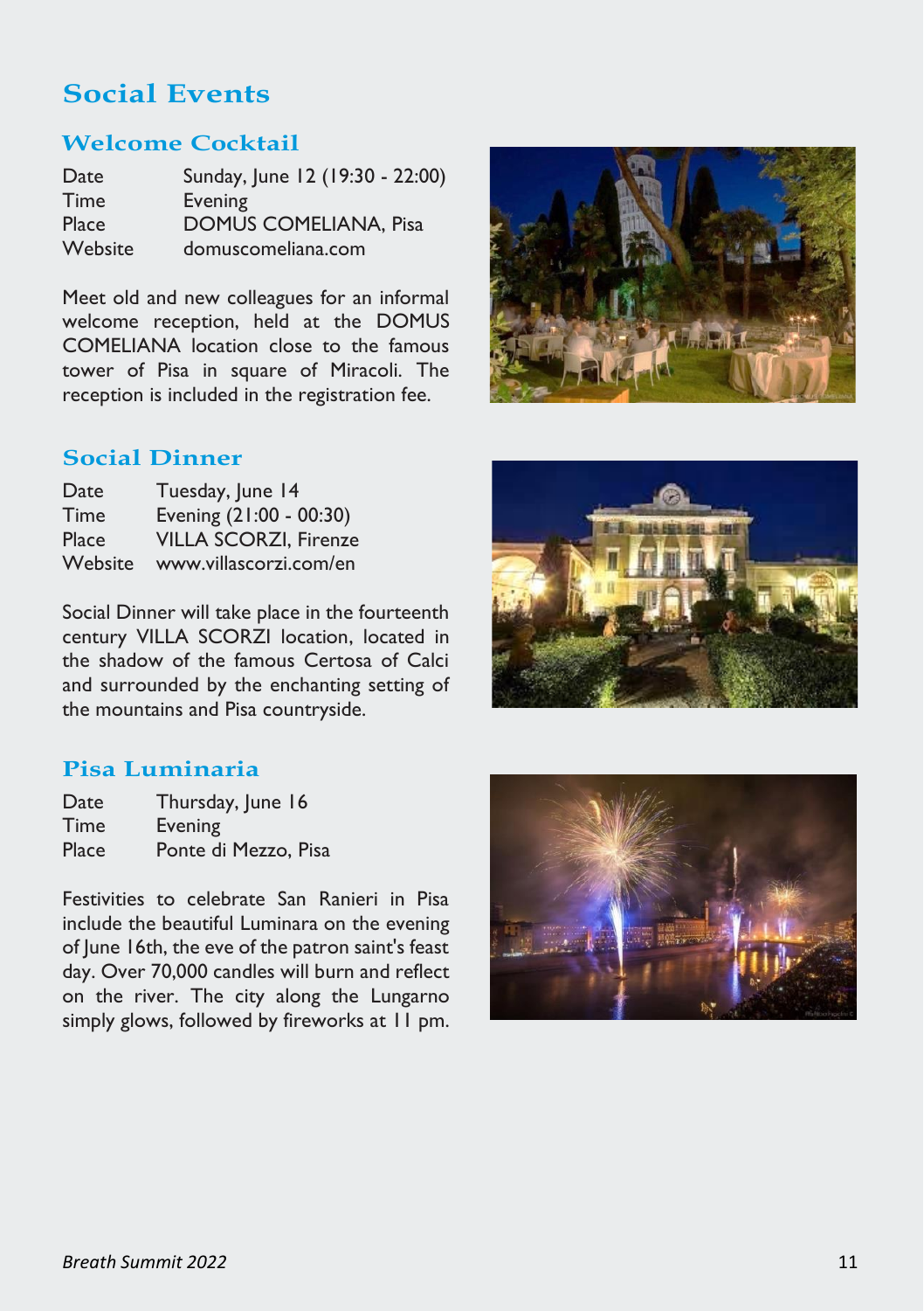# Social Events

## Welcome Cocktail

| Date | Sunday, June 12 (19:30 - 22:00) |
|---|---|
| Time | Evening |
| Place | DOMUS COMELIANA, Pisa |
| Website | domuscomeliana.com |

Meet old and new colleagues for an informal welcome reception, held at the DOMUS COMELIANA location close to the famous tower of Pisa in square of Miracoli. The reception is included in the registration fee.

## Social Dinner

| Date | Tuesday, June 14 |
|---|---|
| Time | Evening (21:00 - 00:30) |
| Place | VILLA SCORZI, Firenze |
| Website | www.villascorzi.com/en |

Social Dinner will take place in the fourteenth century VILLA SCORZI location, located in the shadow of the famous Certosa of Calci and surrounded by the enchanting setting of the mountains and Pisa countryside.

## Pisa Luminaria

| Date | Thursday, June 16 |
|---|---|
| Time | Evening |
| Place | Ponte di Mezzo, Pisa |

Festivities to celebrate San Ranieri in Pisa include the beautiful Luminara on the evening of June 16th, the eve of the patron saint's feast day. Over 70,000 candles will burn and reflect on the river. The city along the Lungarno simply glows, followed by fireworks at 11 pm.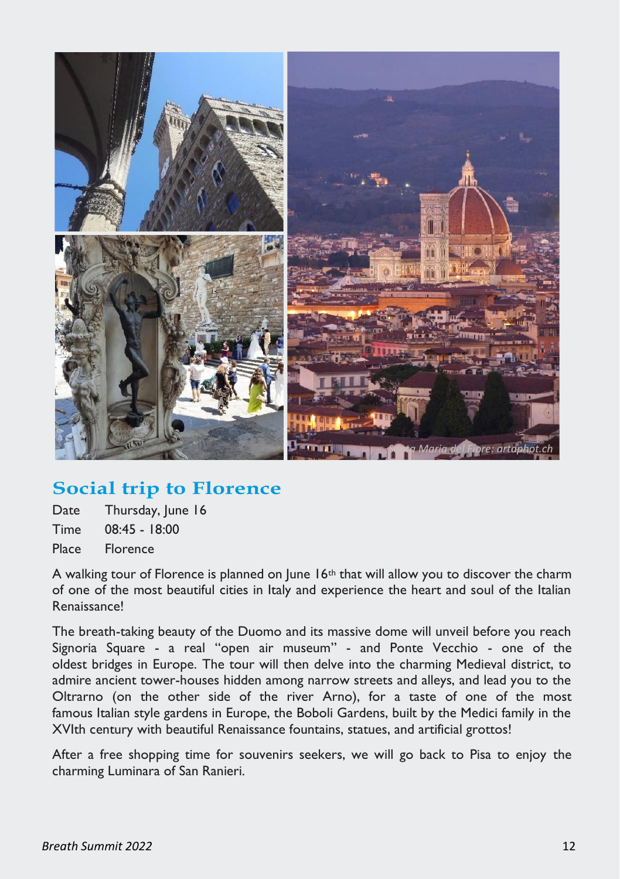## Social trip to Florence

Date Thursday, June 16

Time 08:45 - 18:00

Place Florence

A walking tour of Florence is planned on June 16th that will allow you to discover the charm of one of the most beautiful cities in Italy and experience the heart and soul of the Italian Renaissance!

The breath-taking beauty of the Duomo and its massive dome will unveil before you reach Signoria Square - a real "open air museum" - and Ponte Vecchio - one of the oldest bridges in Europe. The tour will then delve into the charming Medieval district, to admire ancient tower-houses hidden among narrow streets and alleys, and lead you to the Oltrarno (on the other side of the river Arno), for a taste of one of the most famous Italian style gardens in Europe, the Boboli Gardens, built by the Medici family in the XVIth century with beautiful Renaissance fountains, statues, and artificial grottos!

After a free shopping time for souvenirs seekers, we will go back to Pisa to enjoy the charming Luminara of San Ranieri.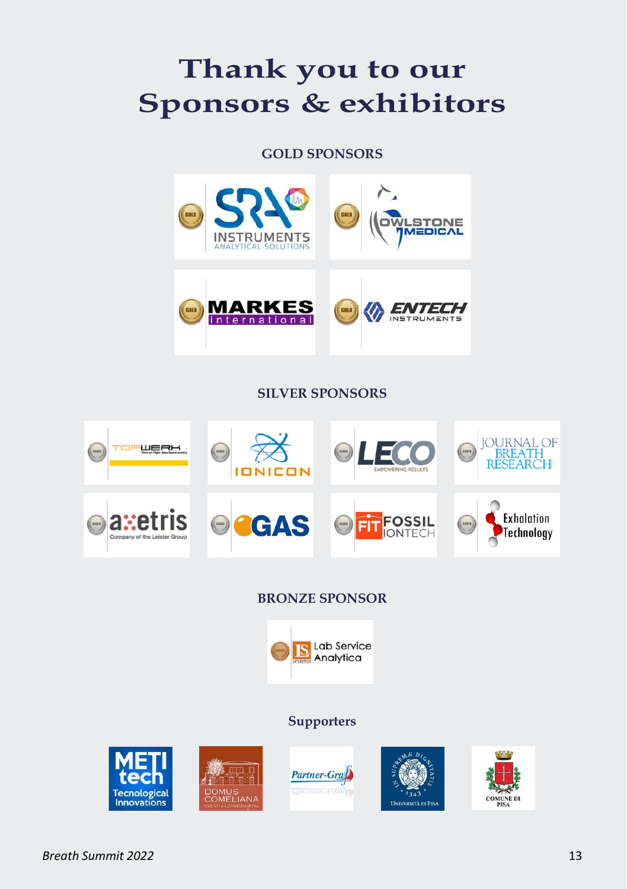# Thank you to our Sponsors & exhibitors

## GOLD SPONSORS

## SILVER SPONSORS

## BRONZE SPONSOR

## Supporters